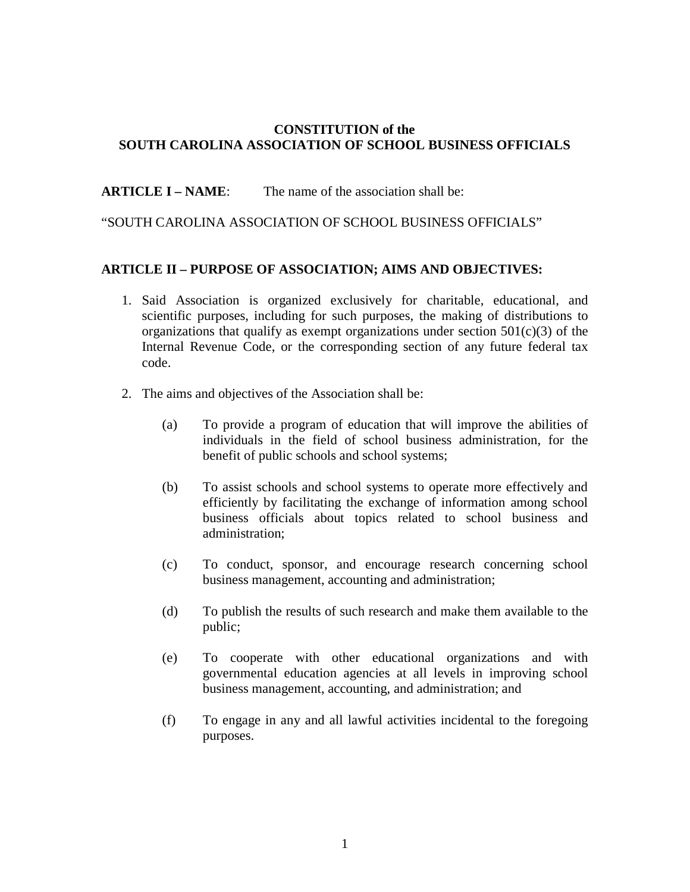# CONSTITUTION of the
# SOUTH CAROLINA ASSOCIATION OF SCHOOL BUSINESS OFFICIALS

**ARTICLE I – NAME**: The name of the association shall be:

"SOUTH CAROLINA ASSOCIATION OF SCHOOL BUSINESS OFFICIALS"

**ARTICLE II – PURPOSE OF ASSOCIATION; AIMS AND OBJECTIVES:**

1. Said Association is organized exclusively for charitable, educational, and scientific purposes, including for such purposes, the making of distributions to organizations that qualify as exempt organizations under section 501(c)(3) of the Internal Revenue Code, or the corresponding section of any future federal tax code.

2. The aims and objectives of the Association shall be:

   (a) To provide a program of education that will improve the abilities of individuals in the field of school business administration, for the benefit of public schools and school systems;

   (b) To assist schools and school systems to operate more effectively and efficiently by facilitating the exchange of information among school business officials about topics related to school business and administration;

   (c) To conduct, sponsor, and encourage research concerning school business management, accounting and administration;

   (d) To publish the results of such research and make them available to the public;

   (e) To cooperate with other educational organizations and with governmental education agencies at all levels in improving school business management, accounting, and administration; and

   (f) To engage in any and all lawful activities incidental to the foregoing purposes.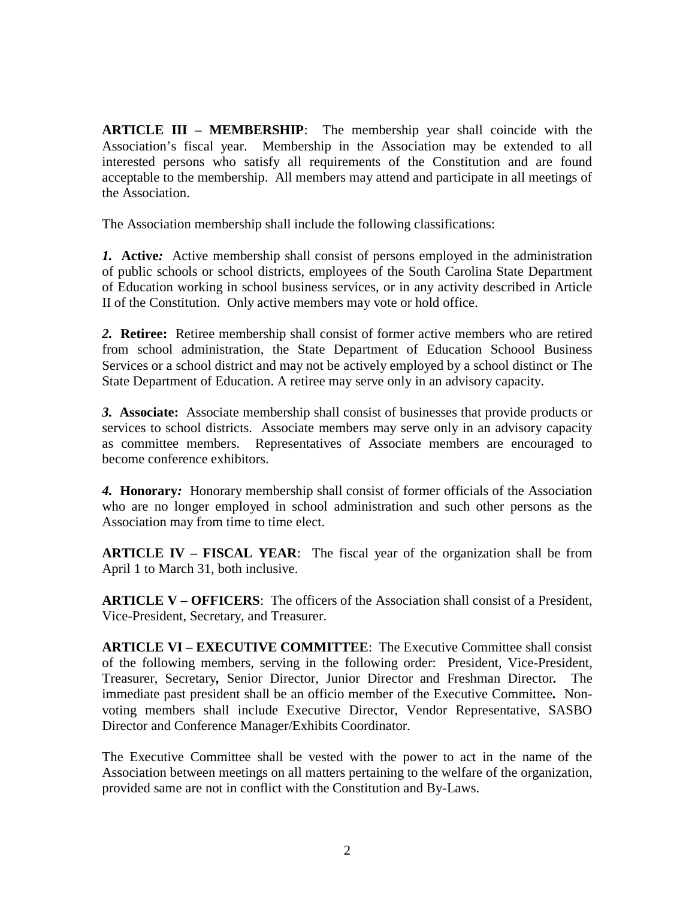**ARTICLE III – MEMBERSHIP**: The membership year shall coincide with the Association's fiscal year. Membership in the Association may be extended to all interested persons who satisfy all requirements of the Constitution and are found acceptable to the membership. All members may attend and participate in all meetings of the Association.

The Association membership shall include the following classifications:

***1.*** **Active*:*** Active membership shall consist of persons employed in the administration of public schools or school districts, employees of the South Carolina State Department of Education working in school business services, or in any activity described in Article II of the Constitution. Only active members may vote or hold office.

***2.*** **Retiree:** Retiree membership shall consist of former active members who are retired from school administration, the State Department of Education Schoool Business Services or a school district and may not be actively employed by a school distinct or The State Department of Education. A retiree may serve only in an advisory capacity.

***3.*** **Associate:** Associate membership shall consist of businesses that provide products or services to school districts. Associate members may serve only in an advisory capacity as committee members. Representatives of Associate members are encouraged to become conference exhibitors.

***4.*** **Honorary*:*** Honorary membership shall consist of former officials of the Association who are no longer employed in school administration and such other persons as the Association may from time to time elect.

**ARTICLE IV – FISCAL YEAR**: The fiscal year of the organization shall be from April 1 to March 31, both inclusive.

**ARTICLE V – OFFICERS**: The officers of the Association shall consist of a President, Vice-President, Secretary, and Treasurer.

**ARTICLE VI – EXECUTIVE COMMITTEE**: The Executive Committee shall consist of the following members, serving in the following order: President, Vice-President, Treasurer, Secretary**,** Senior Director, Junior Director and Freshman Director**.** The immediate past president shall be an officio member of the Executive Committee**.** Non-voting members shall include Executive Director, Vendor Representative, SASBO Director and Conference Manager/Exhibits Coordinator.

The Executive Committee shall be vested with the power to act in the name of the Association between meetings on all matters pertaining to the welfare of the organization, provided same are not in conflict with the Constitution and By-Laws.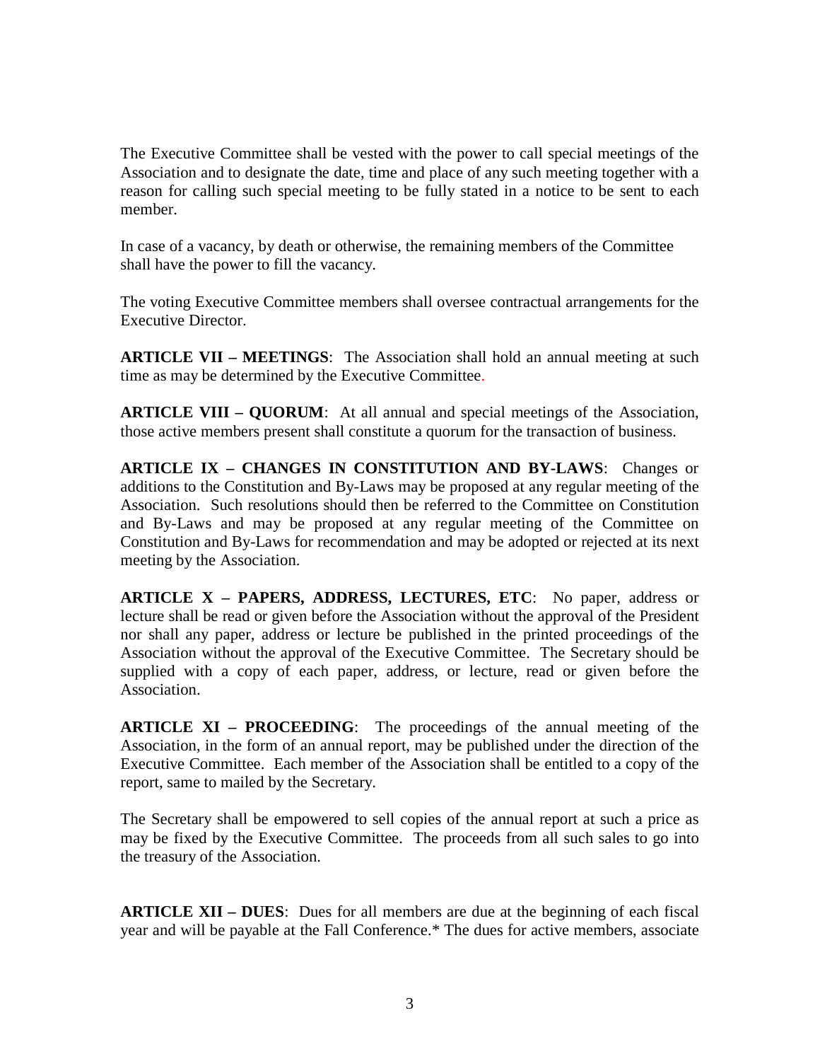The Executive Committee shall be vested with the power to call special meetings of the Association and to designate the date, time and place of any such meeting together with a reason for calling such special meeting to be fully stated in a notice to be sent to each member.

In case of a vacancy, by death or otherwise, the remaining members of the Committee shall have the power to fill the vacancy.

The voting Executive Committee members shall oversee contractual arrangements for the Executive Director.

**ARTICLE VII – MEETINGS**: The Association shall hold an annual meeting at such time as may be determined by the Executive Committee.

**ARTICLE VIII – QUORUM**: At all annual and special meetings of the Association, those active members present shall constitute a quorum for the transaction of business.

**ARTICLE IX – CHANGES IN CONSTITUTION AND BY-LAWS**: Changes or additions to the Constitution and By-Laws may be proposed at any regular meeting of the Association. Such resolutions should then be referred to the Committee on Constitution and By-Laws and may be proposed at any regular meeting of the Committee on Constitution and By-Laws for recommendation and may be adopted or rejected at its next meeting by the Association.

**ARTICLE X – PAPERS, ADDRESS, LECTURES, ETC**: No paper, address or lecture shall be read or given before the Association without the approval of the President nor shall any paper, address or lecture be published in the printed proceedings of the Association without the approval of the Executive Committee. The Secretary should be supplied with a copy of each paper, address, or lecture, read or given before the Association.

**ARTICLE XI – PROCEEDING**: The proceedings of the annual meeting of the Association, in the form of an annual report, may be published under the direction of the Executive Committee. Each member of the Association shall be entitled to a copy of the report, same to mailed by the Secretary.

The Secretary shall be empowered to sell copies of the annual report at such a price as may be fixed by the Executive Committee. The proceeds from all such sales to go into the treasury of the Association.

**ARTICLE XII – DUES**: Dues for all members are due at the beginning of each fiscal year and will be payable at the Fall Conference.* The dues for active members, associate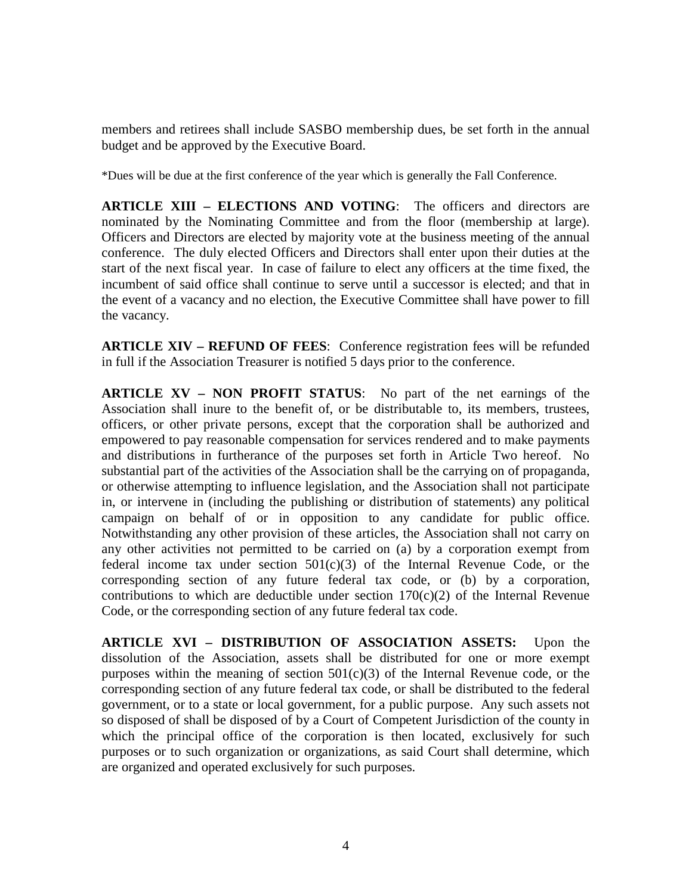members and retirees shall include SASBO membership dues, be set forth in the annual budget and be approved by the Executive Board.

*Dues will be due at the first conference of the year which is generally the Fall Conference.

**ARTICLE XIII – ELECTIONS AND VOTING**: The officers and directors are nominated by the Nominating Committee and from the floor (membership at large). Officers and Directors are elected by majority vote at the business meeting of the annual conference. The duly elected Officers and Directors shall enter upon their duties at the start of the next fiscal year. In case of failure to elect any officers at the time fixed, the incumbent of said office shall continue to serve until a successor is elected; and that in the event of a vacancy and no election, the Executive Committee shall have power to fill the vacancy.

**ARTICLE XIV – REFUND OF FEES**: Conference registration fees will be refunded in full if the Association Treasurer is notified 5 days prior to the conference.

**ARTICLE XV – NON PROFIT STATUS**: No part of the net earnings of the Association shall inure to the benefit of, or be distributable to, its members, trustees, officers, or other private persons, except that the corporation shall be authorized and empowered to pay reasonable compensation for services rendered and to make payments and distributions in furtherance of the purposes set forth in Article Two hereof. No substantial part of the activities of the Association shall be the carrying on of propaganda, or otherwise attempting to influence legislation, and the Association shall not participate in, or intervene in (including the publishing or distribution of statements) any political campaign on behalf of or in opposition to any candidate for public office. Notwithstanding any other provision of these articles, the Association shall not carry on any other activities not permitted to be carried on (a) by a corporation exempt from federal income tax under section 501(c)(3) of the Internal Revenue Code, or the corresponding section of any future federal tax code, or (b) by a corporation, contributions to which are deductible under section 170(c)(2) of the Internal Revenue Code, or the corresponding section of any future federal tax code.

**ARTICLE XVI – DISTRIBUTION OF ASSOCIATION ASSETS:** Upon the dissolution of the Association, assets shall be distributed for one or more exempt purposes within the meaning of section 501(c)(3) of the Internal Revenue code, or the corresponding section of any future federal tax code, or shall be distributed to the federal government, or to a state or local government, for a public purpose. Any such assets not so disposed of shall be disposed of by a Court of Competent Jurisdiction of the county in which the principal office of the corporation is then located, exclusively for such purposes or to such organization or organizations, as said Court shall determine, which are organized and operated exclusively for such purposes.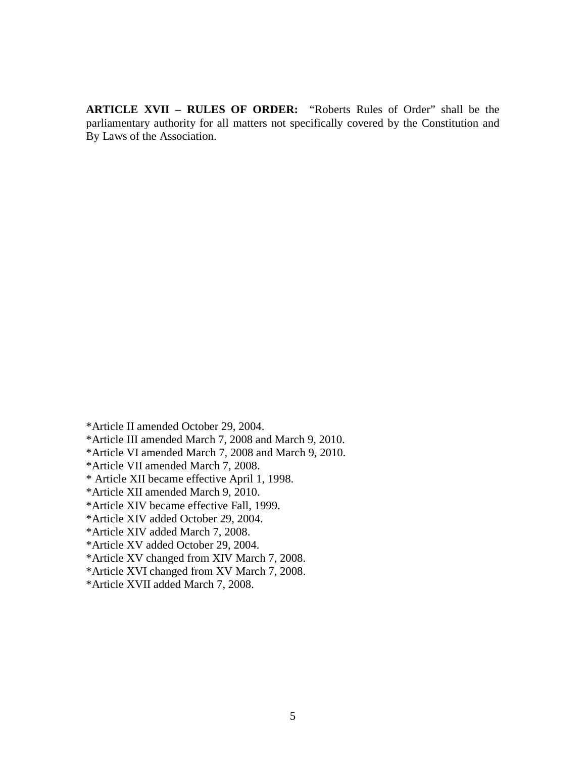**ARTICLE XVII – RULES OF ORDER:** “Roberts Rules of Order” shall be the parliamentary authority for all matters not specifically covered by the Constitution and By Laws of the Association.

*Article II amended October 29, 2004.
*Article III amended March 7, 2008 and March 9, 2010.
*Article VI amended March 7, 2008 and March 9, 2010.
*Article VII amended March 7, 2008.
* Article XII became effective April 1, 1998.
*Article XII amended March 9, 2010.
*Article XIV became effective Fall, 1999.
*Article XIV added October 29, 2004.
*Article XIV added March 7, 2008.
*Article XV added October 29, 2004.
*Article XV changed from XIV March 7, 2008.
*Article XVI changed from XV March 7, 2008.
*Article XVII added March 7, 2008.